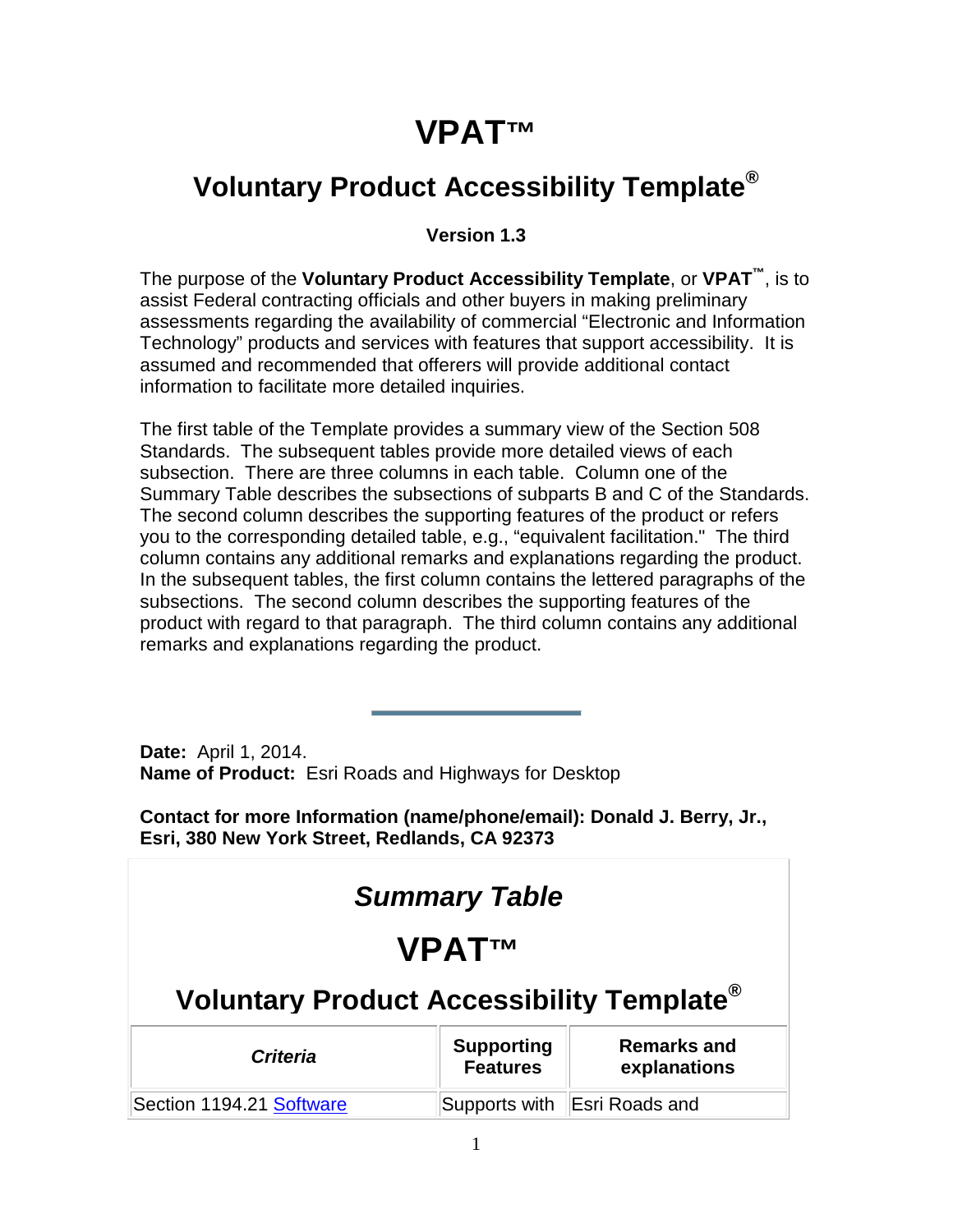# VPAT™

## Voluntary Product Accessibility Template®

**Version 1.3**

The purpose of the **Voluntary Product Accessibility Template**, or **VPAT™**, is to assist Federal contracting officials and other buyers in making preliminary assessments regarding the availability of commercial "Electronic and Information Technology" products and services with features that support accessibility. It is assumed and recommended that offerers will provide additional contact information to facilitate more detailed inquiries.

The first table of the Template provides a summary view of the Section 508 Standards. The subsequent tables provide more detailed views of each subsection. There are three columns in each table. Column one of the Summary Table describes the subsections of subparts B and C of the Standards. The second column describes the supporting features of the product or refers you to the corresponding detailed table, e.g., "equivalent facilitation." The third column contains any additional remarks and explanations regarding the product. In the subsequent tables, the first column contains the lettered paragraphs of the subsections. The second column describes the supporting features of the product with regard to that paragraph. The third column contains any additional remarks and explanations regarding the product.

---

**Date:** April 1, 2014.
**Name of Product:** Esri Roads and Highways for Desktop

**Contact for more Information (name/phone/email): Donald J. Berry, Jr., Esri, 380 New York Street, Redlands, CA 92373**

## *Summary Table*

## VPAT™

## Voluntary Product Accessibility Template®

| *Criteria* | **Supporting Features** | **Remarks and explanations** |
|---|---|---|
| Section 1194.21 Software | Supports with | Esri Roads and |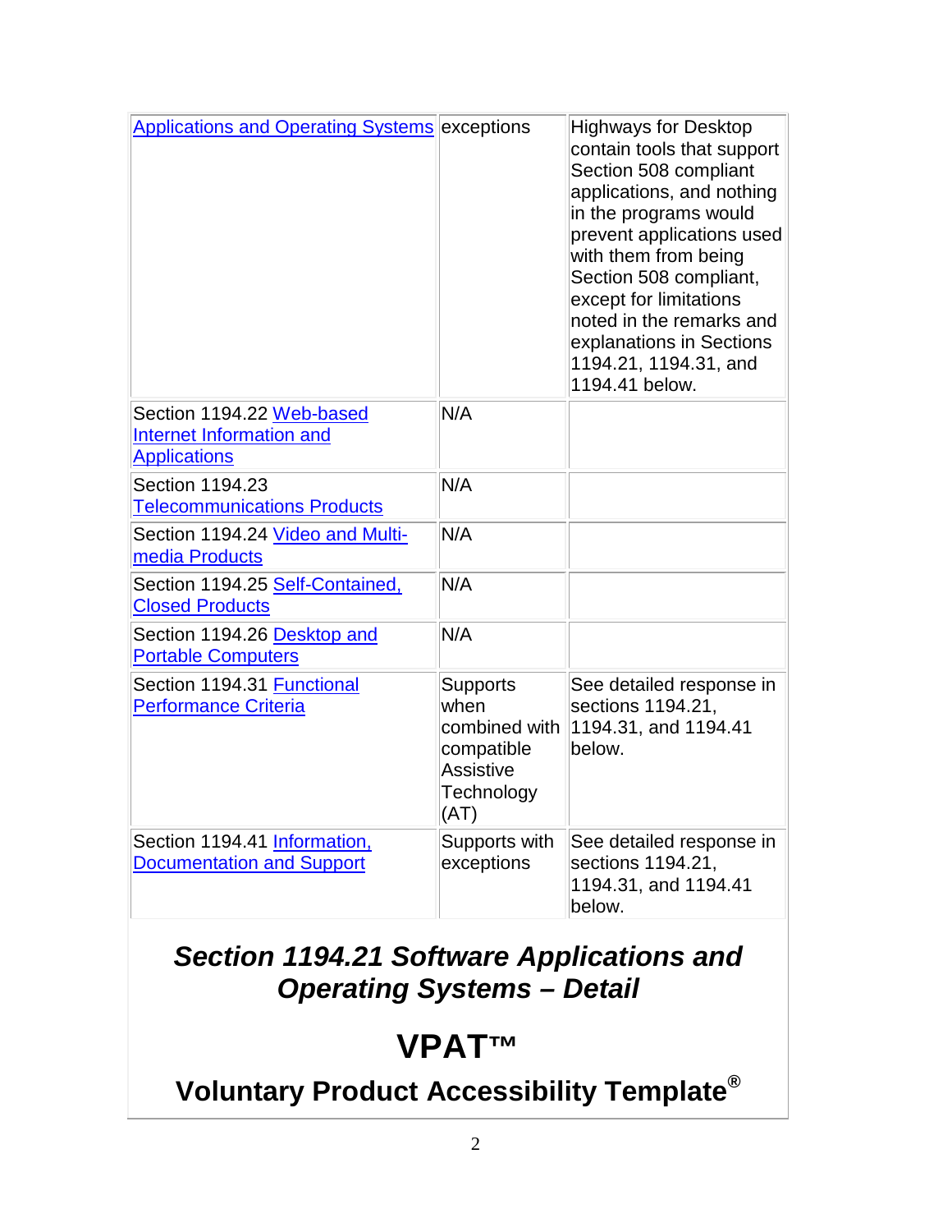| | | |
|---|---|---|
| Applications and Operating Systems | exceptions | Highways for Desktop contain tools that support Section 508 compliant applications, and nothing in the programs would prevent applications used with them from being Section 508 compliant, except for limitations noted in the remarks and explanations in Sections 1194.21, 1194.31, and 1194.41 below. |
| Section 1194.22 Web-based Internet Information and Applications | N/A | |
| Section 1194.23 Telecommunications Products | N/A | |
| Section 1194.24 Video and Multi-media Products | N/A | |
| Section 1194.25 Self-Contained, Closed Products | N/A | |
| Section 1194.26 Desktop and Portable Computers | N/A | |
| Section 1194.31 Functional Performance Criteria | Supports when combined with compatible Assistive Technology (AT) | See detailed response in sections 1194.21, 1194.31, and 1194.41 below. |
| Section 1194.41 Information, Documentation and Support | Supports with exceptions | See detailed response in sections 1194.21, 1194.31, and 1194.41 below. |

## *Section 1194.21 Software Applications and Operating Systems – Detail*

# VPAT™

## Voluntary Product Accessibility Template®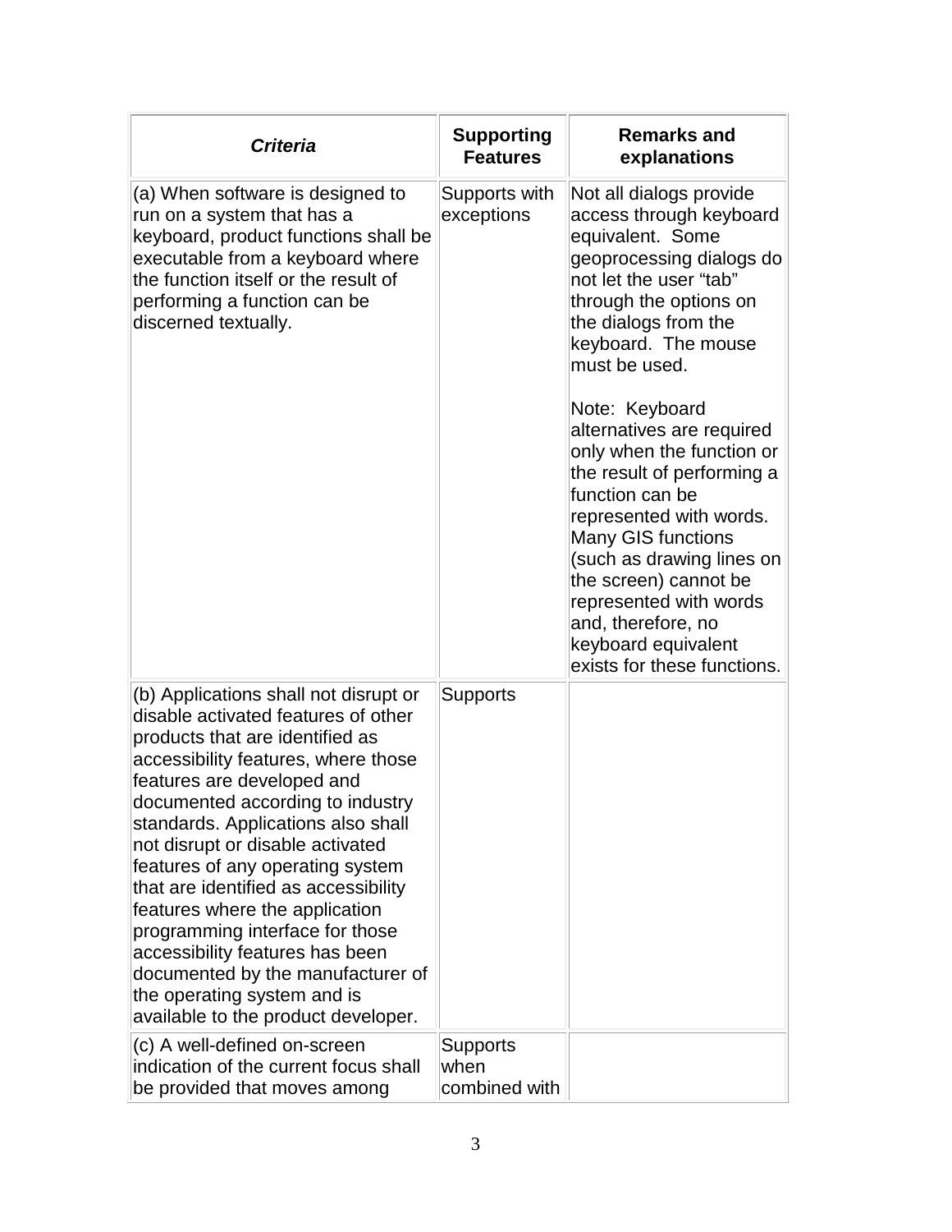| ***Criteria*** | **Supporting Features** | **Remarks and explanations** |
|---|---|---|
| (a) When software is designed to run on a system that has a keyboard, product functions shall be executable from a keyboard where the function itself or the result of performing a function can be discerned textually. | Supports with exceptions | Not all dialogs provide access through keyboard equivalent. Some geoprocessing dialogs do not let the user “tab” through the options on the dialogs from the keyboard. The mouse must be used.<br><br>Note: Keyboard alternatives are required only when the function or the result of performing a function can be represented with words. Many GIS functions (such as drawing lines on the screen) cannot be represented with words and, therefore, no keyboard equivalent exists for these functions. |
| (b) Applications shall not disrupt or disable activated features of other products that are identified as accessibility features, where those features are developed and documented according to industry standards. Applications also shall not disrupt or disable activated features of any operating system that are identified as accessibility features where the application programming interface for those accessibility features has been documented by the manufacturer of the operating system and is available to the product developer. | Supports | |
| (c) A well-defined on-screen indication of the current focus shall be provided that moves among | Supports when combined with | |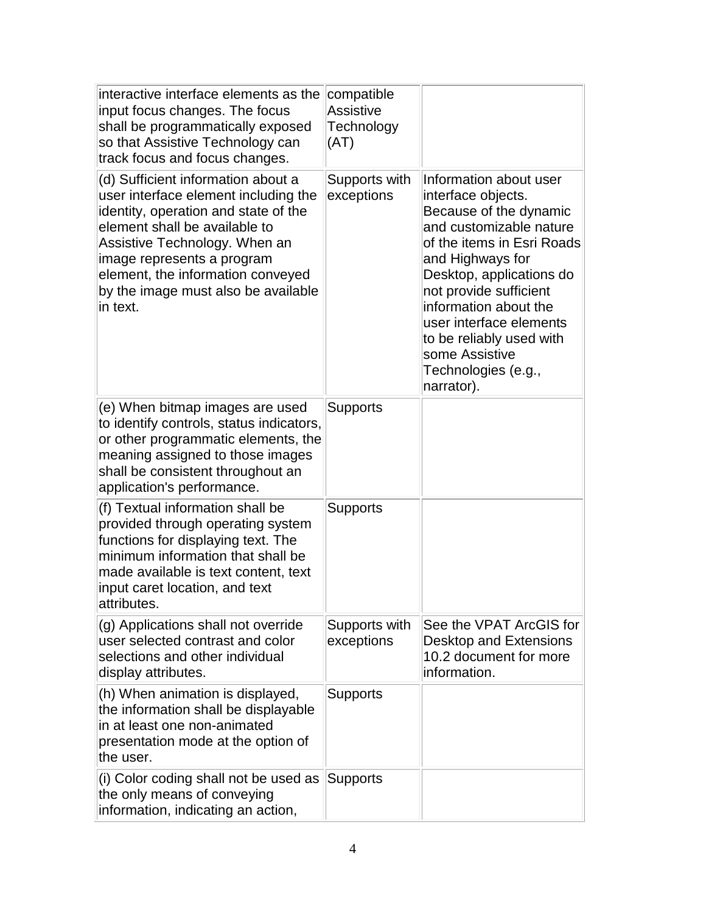| | | |
|---|---|---|
| interactive interface elements as the input focus changes. The focus shall be programmatically exposed so that Assistive Technology can track focus and focus changes. | compatible Assistive Technology (AT) | |
| (d) Sufficient information about a user interface element including the identity, operation and state of the element shall be available to Assistive Technology. When an image represents a program element, the information conveyed by the image must also be available in text. | Supports with exceptions | Information about user interface objects. Because of the dynamic and customizable nature of the items in Esri Roads and Highways for Desktop, applications do not provide sufficient information about the user interface elements to be reliably used with some Assistive Technologies (e.g., narrator). |
| (e) When bitmap images are used to identify controls, status indicators, or other programmatic elements, the meaning assigned to those images shall be consistent throughout an application's performance. | Supports | |
| (f) Textual information shall be provided through operating system functions for displaying text. The minimum information that shall be made available is text content, text input caret location, and text attributes. | Supports | |
| (g) Applications shall not override user selected contrast and color selections and other individual display attributes. | Supports with exceptions | See the VPAT ArcGIS for Desktop and Extensions 10.2 document for more information. |
| (h) When animation is displayed, the information shall be displayable in at least one non-animated presentation mode at the option of the user. | Supports | |
| (i) Color coding shall not be used as the only means of conveying information, indicating an action, | Supports | |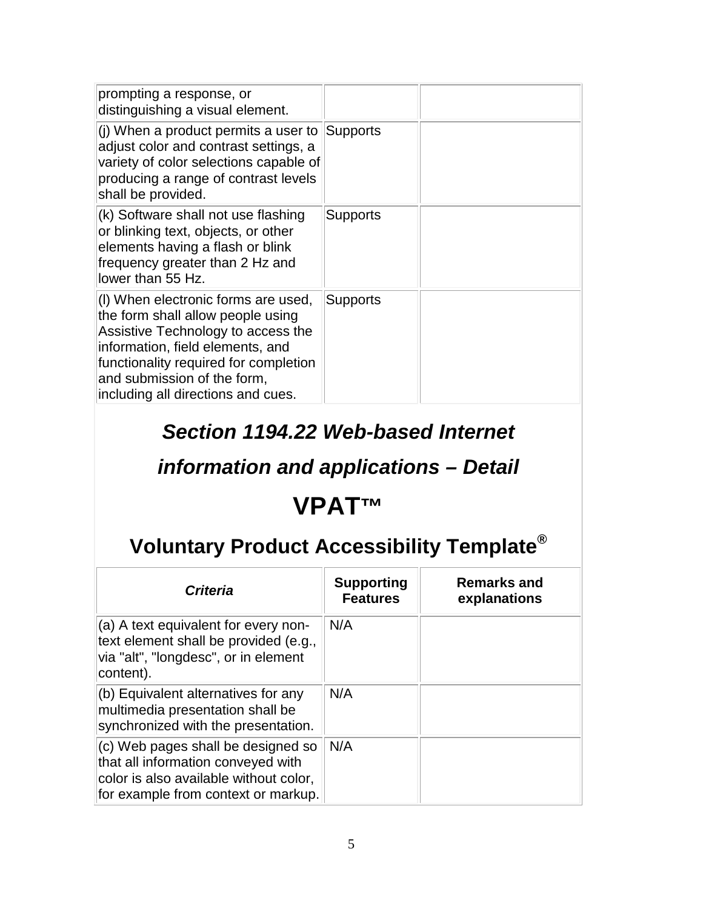| | | |
|---|---|---|
| prompting a response, or distinguishing a visual element. | | |
| (j) When a product permits a user to adjust color and contrast settings, a variety of color selections capable of producing a range of contrast levels shall be provided. | Supports | |
| (k) Software shall not use flashing or blinking text, objects, or other elements having a flash or blink frequency greater than 2 Hz and lower than 55 Hz. | Supports | |
| (l) When electronic forms are used, the form shall allow people using Assistive Technology to access the information, field elements, and functionality required for completion and submission of the form, including all directions and cues. | Supports | |

## *Section 1194.22 Web-based Internet information and applications – Detail*

## VPAT™

## Voluntary Product Accessibility Template®

| *Criteria* | **Supporting Features** | **Remarks and explanations** |
|---|---|---|
| (a) A text equivalent for every non-text element shall be provided (e.g., via "alt", "longdesc", or in element content). | N/A | |
| (b) Equivalent alternatives for any multimedia presentation shall be synchronized with the presentation. | N/A | |
| (c) Web pages shall be designed so that all information conveyed with color is also available without color, for example from context or markup. | N/A | |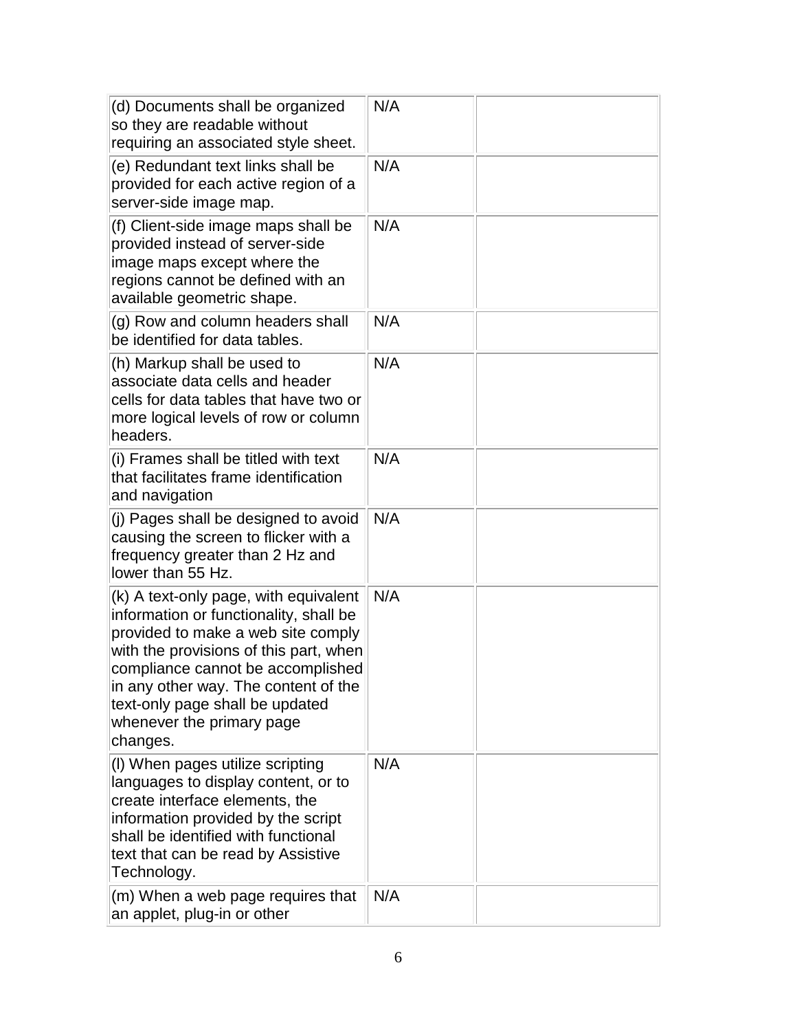| | | |
|---|---|---|
| (d) Documents shall be organized so they are readable without requiring an associated style sheet. | N/A | |
| (e) Redundant text links shall be provided for each active region of a server-side image map. | N/A | |
| (f) Client-side image maps shall be provided instead of server-side image maps except where the regions cannot be defined with an available geometric shape. | N/A | |
| (g) Row and column headers shall be identified for data tables. | N/A | |
| (h) Markup shall be used to associate data cells and header cells for data tables that have two or more logical levels of row or column headers. | N/A | |
| (i) Frames shall be titled with text that facilitates frame identification and navigation | N/A | |
| (j) Pages shall be designed to avoid causing the screen to flicker with a frequency greater than 2 Hz and lower than 55 Hz. | N/A | |
| (k) A text-only page, with equivalent information or functionality, shall be provided to make a web site comply with the provisions of this part, when compliance cannot be accomplished in any other way. The content of the text-only page shall be updated whenever the primary page changes. | N/A | |
| (l) When pages utilize scripting languages to display content, or to create interface elements, the information provided by the script shall be identified with functional text that can be read by Assistive Technology. | N/A | |
| (m) When a web page requires that an applet, plug-in or other | N/A | |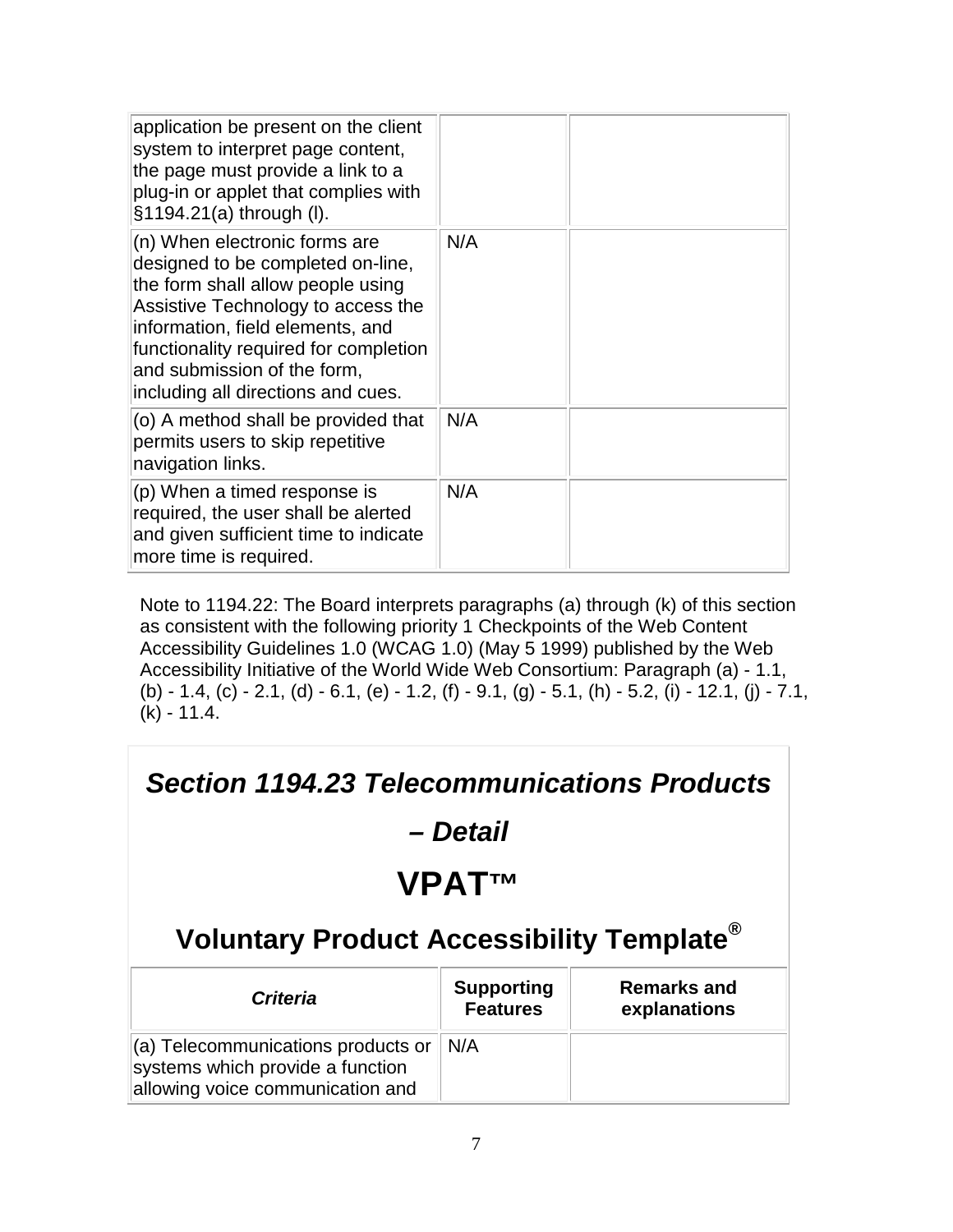| | | |
|---|---|---|
| application be present on the client system to interpret page content, the page must provide a link to a plug-in or applet that complies with §1194.21(a) through (l). | | |
| (n) When electronic forms are designed to be completed on-line, the form shall allow people using Assistive Technology to access the information, field elements, and functionality required for completion and submission of the form, including all directions and cues. | N/A | |
| (o) A method shall be provided that permits users to skip repetitive navigation links. | N/A | |
| (p) When a timed response is required, the user shall be alerted and given sufficient time to indicate more time is required. | N/A | |

Note to 1194.22: The Board interprets paragraphs (a) through (k) of this section as consistent with the following priority 1 Checkpoints of the Web Content Accessibility Guidelines 1.0 (WCAG 1.0) (May 5 1999) published by the Web Accessibility Initiative of the World Wide Web Consortium: Paragraph (a) - 1.1, (b) - 1.4, (c) - 2.1, (d) - 6.1, (e) - 1.2, (f) - 9.1, (g) - 5.1, (h) - 5.2, (i) - 12.1, (j) - 7.1, (k) - 11.4.

## *Section 1194.23 Telecommunications Products – Detail*

# VPAT™

## Voluntary Product Accessibility Template®

| *Criteria* | **Supporting Features** | **Remarks and explanations** |
|---|---|---|
| (a) Telecommunications products or systems which provide a function allowing voice communication and | N/A | |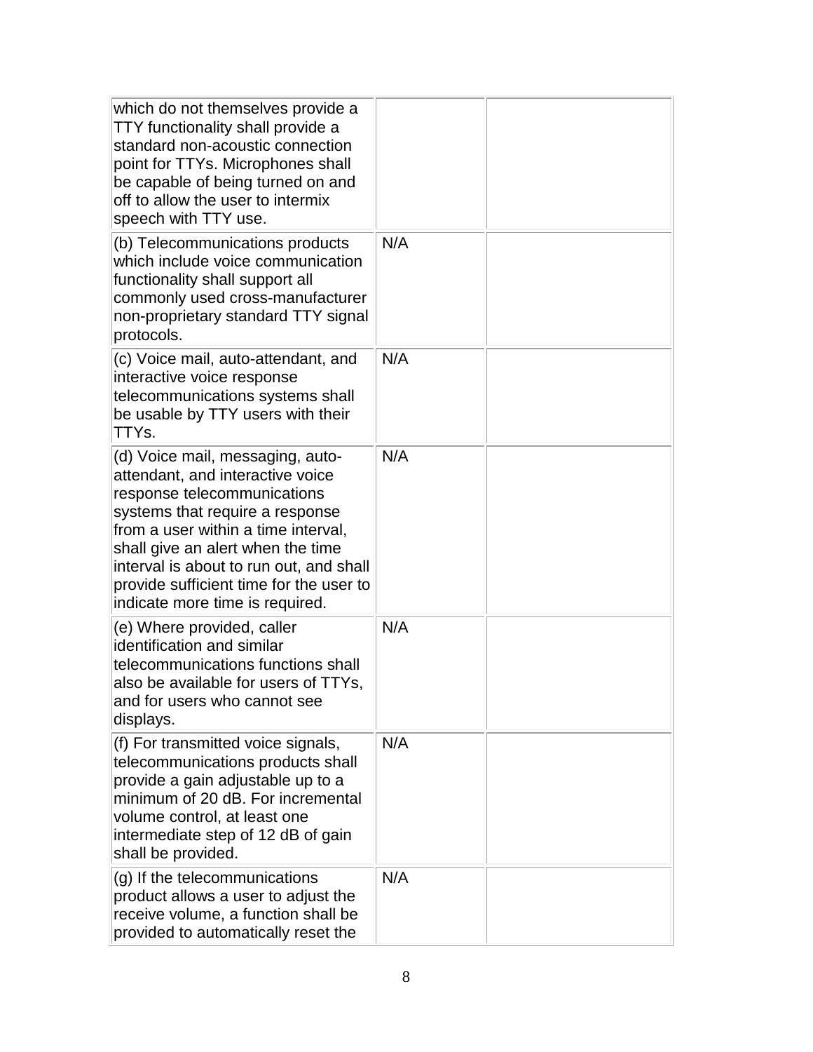| | | |
|---|---|---|
| which do not themselves provide a TTY functionality shall provide a standard non-acoustic connection point for TTYs. Microphones shall be capable of being turned on and off to allow the user to intermix speech with TTY use. | | |
| (b) Telecommunications products which include voice communication functionality shall support all commonly used cross-manufacturer non-proprietary standard TTY signal protocols. | N/A | |
| (c) Voice mail, auto-attendant, and interactive voice response telecommunications systems shall be usable by TTY users with their TTYs. | N/A | |
| (d) Voice mail, messaging, auto-attendant, and interactive voice response telecommunications systems that require a response from a user within a time interval, shall give an alert when the time interval is about to run out, and shall provide sufficient time for the user to indicate more time is required. | N/A | |
| (e) Where provided, caller identification and similar telecommunications functions shall also be available for users of TTYs, and for users who cannot see displays. | N/A | |
| (f) For transmitted voice signals, telecommunications products shall provide a gain adjustable up to a minimum of 20 dB. For incremental volume control, at least one intermediate step of 12 dB of gain shall be provided. | N/A | |
| (g) If the telecommunications product allows a user to adjust the receive volume, a function shall be provided to automatically reset the | N/A | |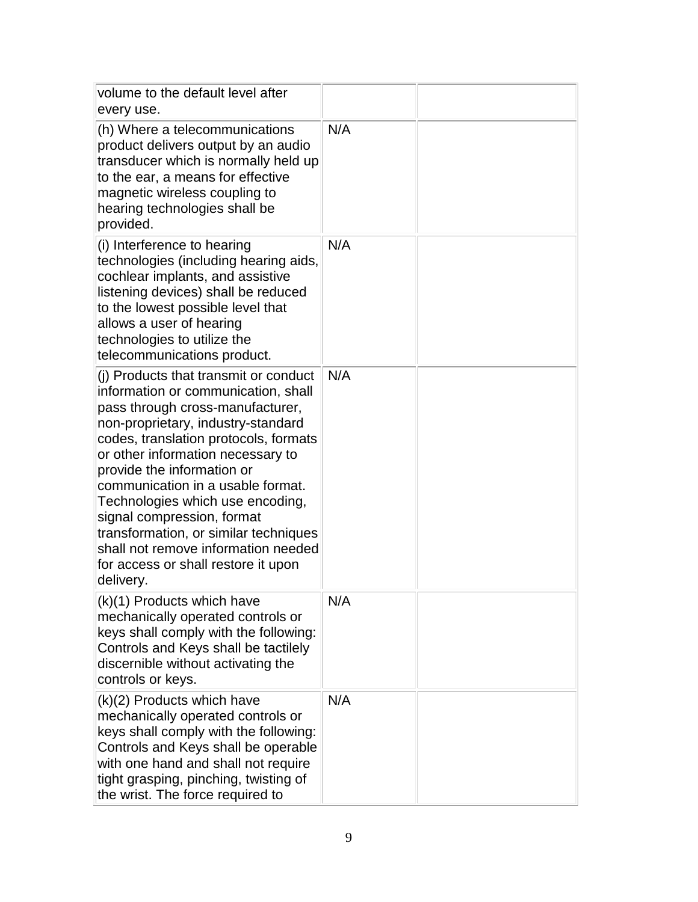| | | |
|---|---|---|
| volume to the default level after every use. | | |
| (h) Where a telecommunications product delivers output by an audio transducer which is normally held up to the ear, a means for effective magnetic wireless coupling to hearing technologies shall be provided. | N/A | |
| (i) Interference to hearing technologies (including hearing aids, cochlear implants, and assistive listening devices) shall be reduced to the lowest possible level that allows a user of hearing technologies to utilize the telecommunications product. | N/A | |
| (j) Products that transmit or conduct information or communication, shall pass through cross-manufacturer, non-proprietary, industry-standard codes, translation protocols, formats or other information necessary to provide the information or communication in a usable format. Technologies which use encoding, signal compression, format transformation, or similar techniques shall not remove information needed for access or shall restore it upon delivery. | N/A | |
| (k)(1) Products which have mechanically operated controls or keys shall comply with the following: Controls and Keys shall be tactilely discernible without activating the controls or keys. | N/A | |
| (k)(2) Products which have mechanically operated controls or keys shall comply with the following: Controls and Keys shall be operable with one hand and shall not require tight grasping, pinching, twisting of the wrist. The force required to | N/A | |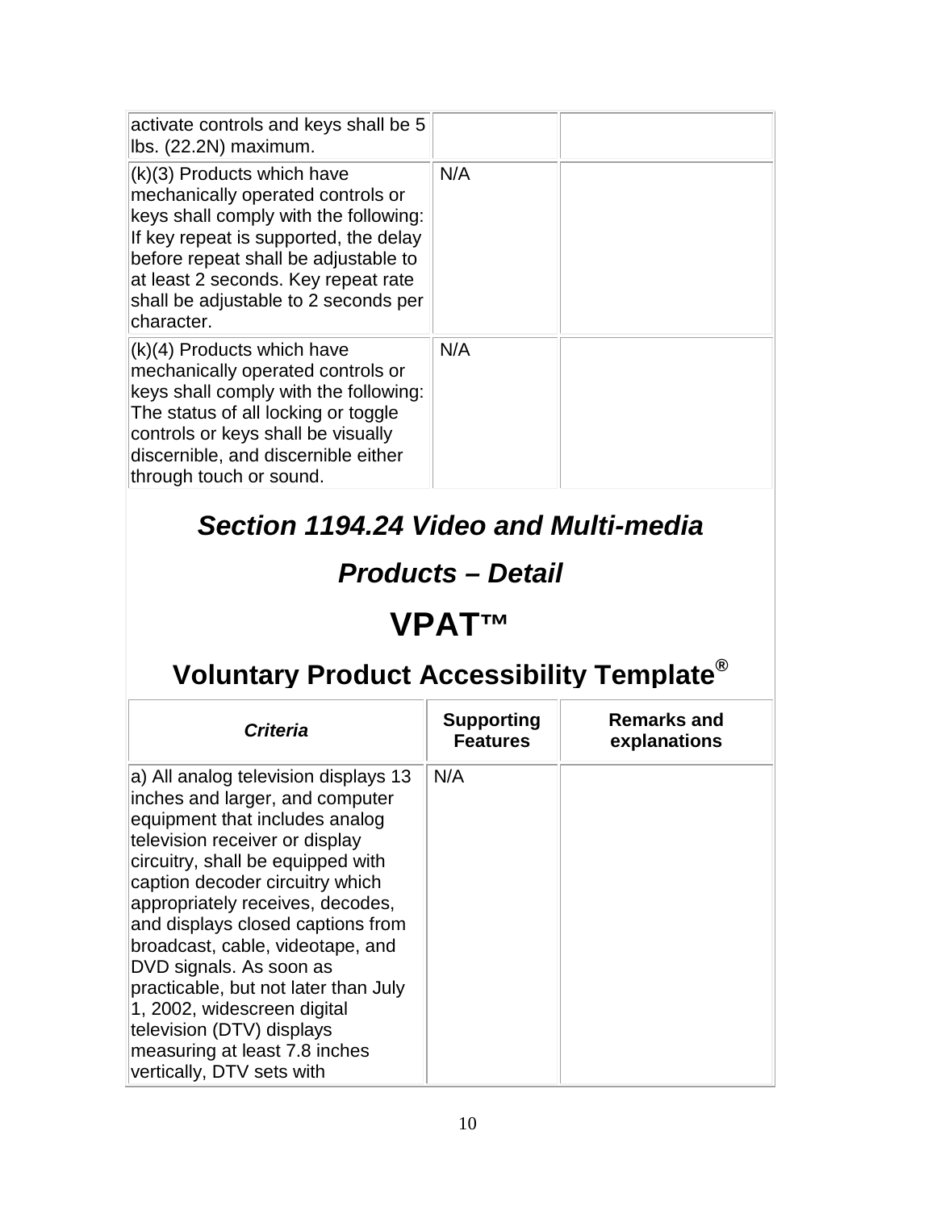| | | |
|---|---|---|
| activate controls and keys shall be 5 lbs. (22.2N) maximum. | | |
| (k)(3) Products which have mechanically operated controls or keys shall comply with the following: If key repeat is supported, the delay before repeat shall be adjustable to at least 2 seconds. Key repeat rate shall be adjustable to 2 seconds per character. | N/A | |
| (k)(4) Products which have mechanically operated controls or keys shall comply with the following: The status of all locking or toggle controls or keys shall be visually discernible, and discernible either through touch or sound. | N/A | |

## *Section 1194.24 Video and Multi-media Products – Detail*

# VPAT™

## Voluntary Product Accessibility Template®

| *Criteria* | **Supporting Features** | **Remarks and explanations** |
|---|---|---|
| a) All analog television displays 13 inches and larger, and computer equipment that includes analog television receiver or display circuitry, shall be equipped with caption decoder circuitry which appropriately receives, decodes, and displays closed captions from broadcast, cable, videotape, and DVD signals. As soon as practicable, but not later than July 1, 2002, widescreen digital television (DTV) displays measuring at least 7.8 inches vertically, DTV sets with | N/A | |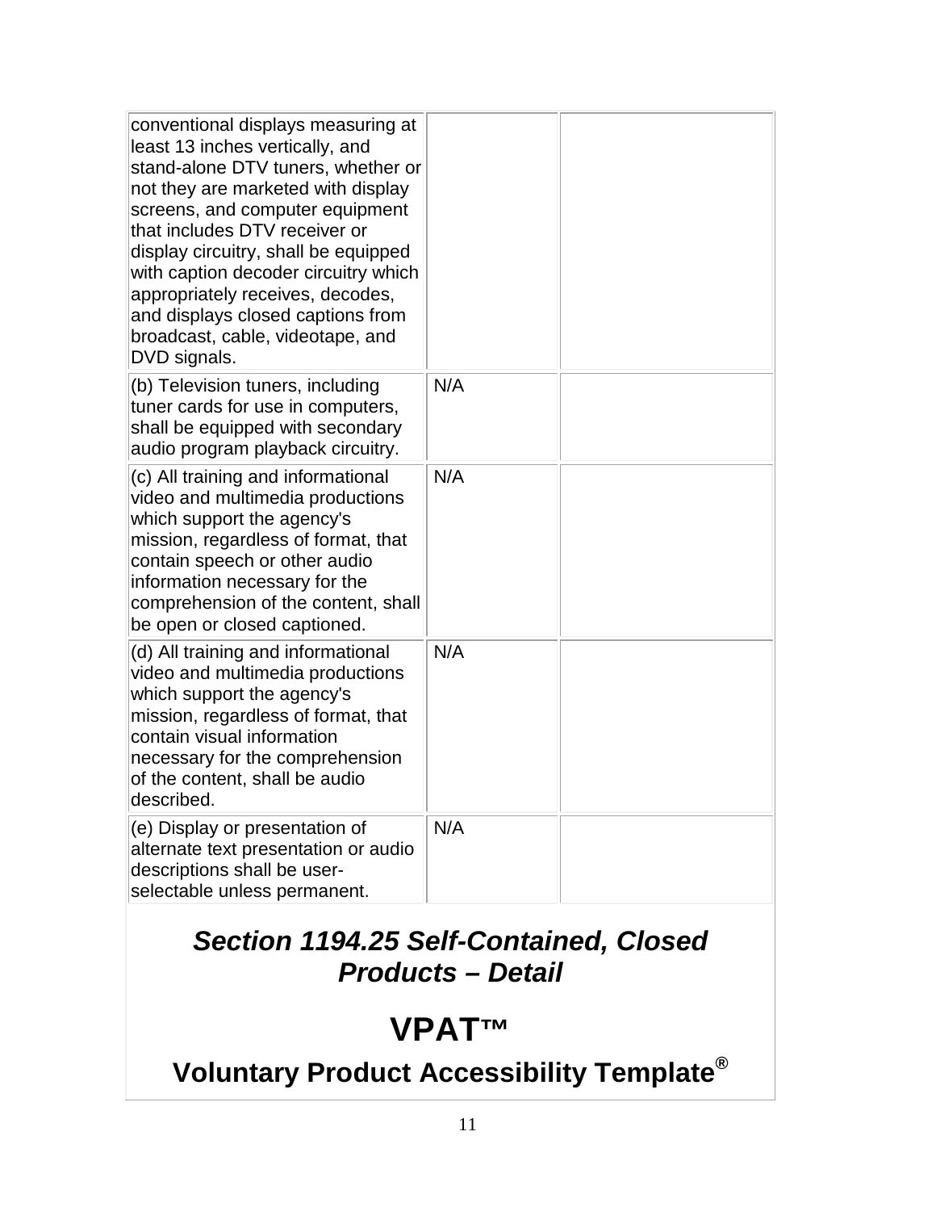| | | |
|---|---|---|
| conventional displays measuring at least 13 inches vertically, and stand-alone DTV tuners, whether or not they are marketed with display screens, and computer equipment that includes DTV receiver or display circuitry, shall be equipped with caption decoder circuitry which appropriately receives, decodes, and displays closed captions from broadcast, cable, videotape, and DVD signals. | | |
| (b) Television tuners, including tuner cards for use in computers, shall be equipped with secondary audio program playback circuitry. | N/A | |
| (c) All training and informational video and multimedia productions which support the agency's mission, regardless of format, that contain speech or other audio information necessary for the comprehension of the content, shall be open or closed captioned. | N/A | |
| (d) All training and informational video and multimedia productions which support the agency's mission, regardless of format, that contain visual information necessary for the comprehension of the content, shall be audio described. | N/A | |
| (e) Display or presentation of alternate text presentation or audio descriptions shall be user-selectable unless permanent. | N/A | |

## *Section 1194.25 Self-Contained, Closed Products – Detail*

# VPAT™

## Voluntary Product Accessibility Template®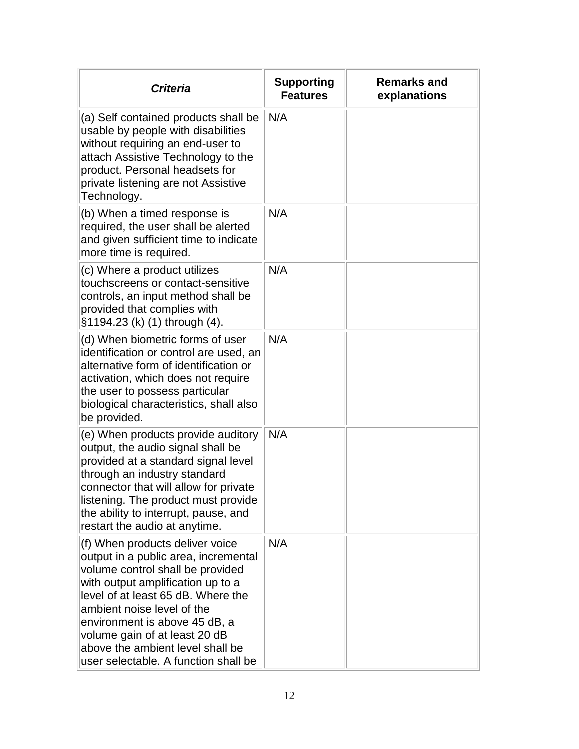| *Criteria* | Supporting Features | Remarks and explanations |
| --- | --- | --- |
| (a) Self contained products shall be usable by people with disabilities without requiring an end-user to attach Assistive Technology to the product. Personal headsets for private listening are not Assistive Technology. | N/A | |
| (b) When a timed response is required, the user shall be alerted and given sufficient time to indicate more time is required. | N/A | |
| (c) Where a product utilizes touchscreens or contact-sensitive controls, an input method shall be provided that complies with §1194.23 (k) (1) through (4). | N/A | |
| (d) When biometric forms of user identification or control are used, an alternative form of identification or activation, which does not require the user to possess particular biological characteristics, shall also be provided. | N/A | |
| (e) When products provide auditory output, the audio signal shall be provided at a standard signal level through an industry standard connector that will allow for private listening. The product must provide the ability to interrupt, pause, and restart the audio at anytime. | N/A | |
| (f) When products deliver voice output in a public area, incremental volume control shall be provided with output amplification up to a level of at least 65 dB. Where the ambient noise level of the environment is above 45 dB, a volume gain of at least 20 dB above the ambient level shall be user selectable. A function shall be | N/A | |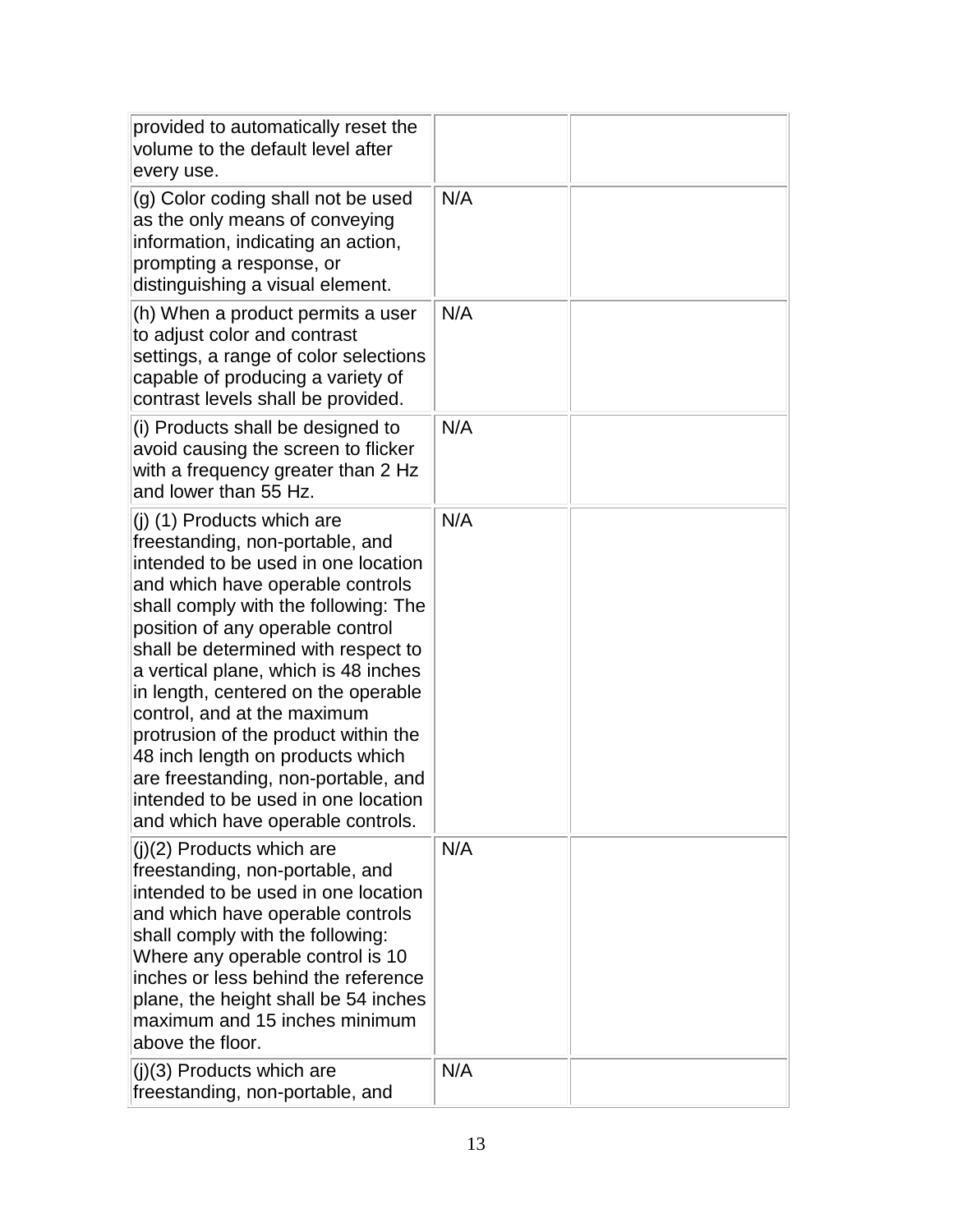| | | |
|---|---|---|
| provided to automatically reset the volume to the default level after every use. | | |
| (g) Color coding shall not be used as the only means of conveying information, indicating an action, prompting a response, or distinguishing a visual element. | N/A | |
| (h) When a product permits a user to adjust color and contrast settings, a range of color selections capable of producing a variety of contrast levels shall be provided. | N/A | |
| (i) Products shall be designed to avoid causing the screen to flicker with a frequency greater than 2 Hz and lower than 55 Hz. | N/A | |
| (j) (1) Products which are freestanding, non-portable, and intended to be used in one location and which have operable controls shall comply with the following: The position of any operable control shall be determined with respect to a vertical plane, which is 48 inches in length, centered on the operable control, and at the maximum protrusion of the product within the 48 inch length on products which are freestanding, non-portable, and intended to be used in one location and which have operable controls. | N/A | |
| (j)(2) Products which are freestanding, non-portable, and intended to be used in one location and which have operable controls shall comply with the following: Where any operable control is 10 inches or less behind the reference plane, the height shall be 54 inches maximum and 15 inches minimum above the floor. | N/A | |
| (j)(3) Products which are freestanding, non-portable, and | N/A | |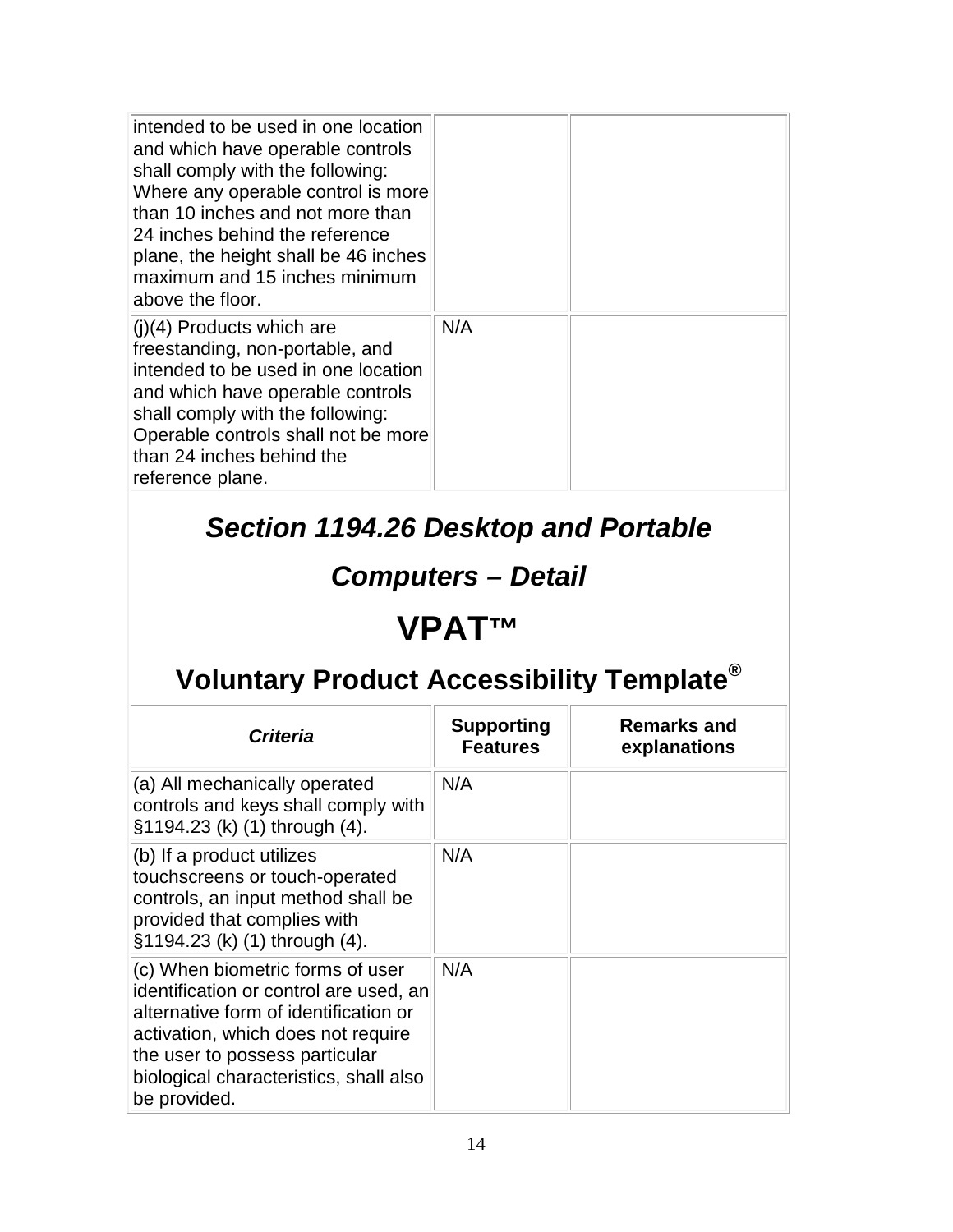| | | |
|---|---|---|
| intended to be used in one location and which have operable controls shall comply with the following: Where any operable control is more than 10 inches and not more than 24 inches behind the reference plane, the height shall be 46 inches maximum and 15 inches minimum above the floor. | | |
| (j)(4) Products which are freestanding, non-portable, and intended to be used in one location and which have operable controls shall comply with the following: Operable controls shall not be more than 24 inches behind the reference plane. | N/A | |

## *Section 1194.26 Desktop and Portable Computers – Detail*

# VPAT™

## Voluntary Product Accessibility Template®

| *Criteria* | **Supporting Features** | **Remarks and explanations** |
|---|---|---|
| (a) All mechanically operated controls and keys shall comply with §1194.23 (k) (1) through (4). | N/A | |
| (b) If a product utilizes touchscreens or touch-operated controls, an input method shall be provided that complies with §1194.23 (k) (1) through (4). | N/A | |
| (c) When biometric forms of user identification or control are used, an alternative form of identification or activation, which does not require the user to possess particular biological characteristics, shall also be provided. | N/A | |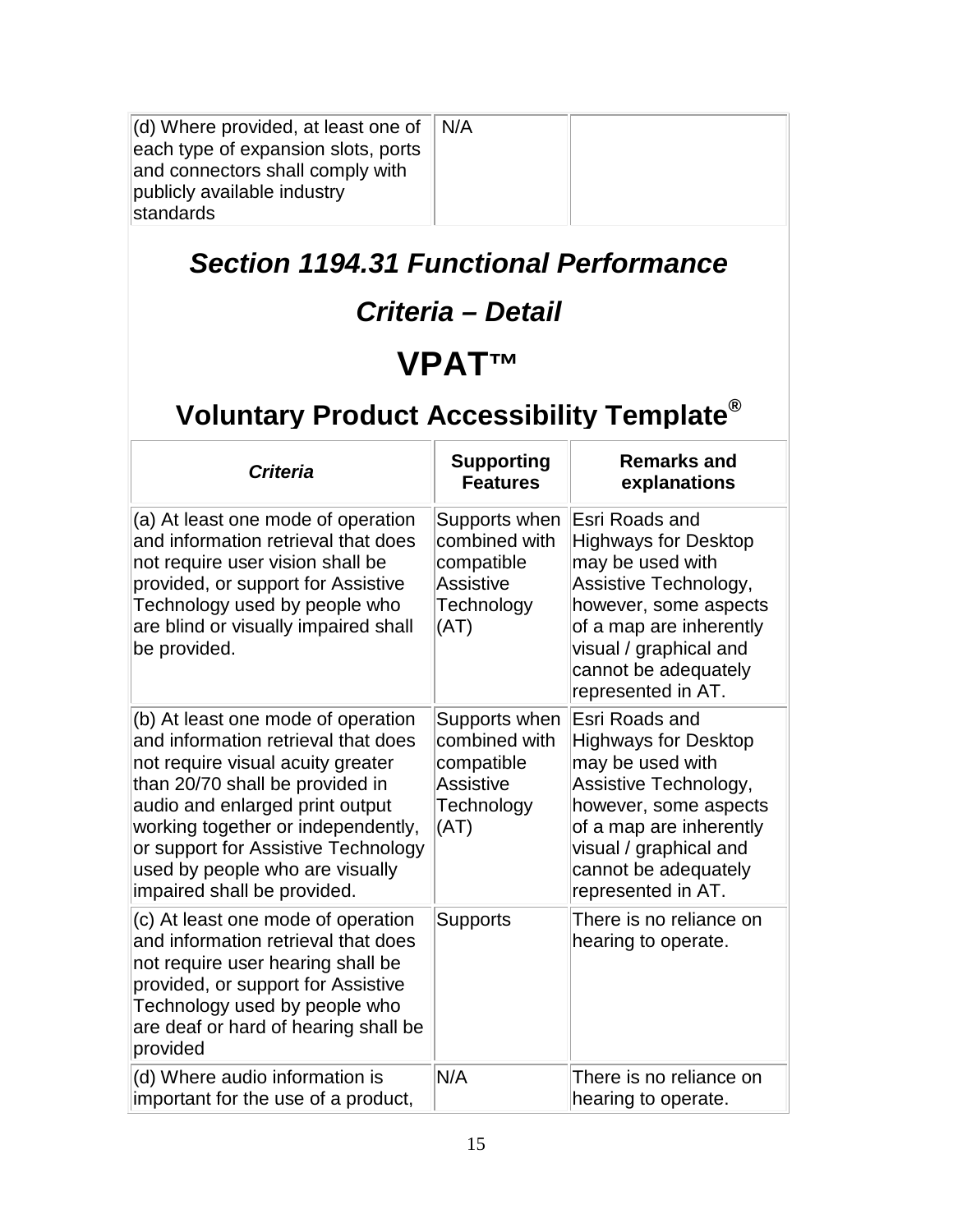| (d) Where provided, at least one of each type of expansion slots, ports and connectors shall comply with publicly available industry standards | N/A | |
|---|---|---|

## *Section 1194.31 Functional Performance Criteria – Detail*

# VPAT™

## Voluntary Product Accessibility Template®

| *Criteria* | Supporting Features | Remarks and explanations |
|---|---|---|
| (a) At least one mode of operation and information retrieval that does not require user vision shall be provided, or support for Assistive Technology used by people who are blind or visually impaired shall be provided. | Supports when combined with compatible Assistive Technology (AT) | Esri Roads and Highways for Desktop may be used with Assistive Technology, however, some aspects of a map are inherently visual / graphical and cannot be adequately represented in AT. |
| (b) At least one mode of operation and information retrieval that does not require visual acuity greater than 20/70 shall be provided in audio and enlarged print output working together or independently, or support for Assistive Technology used by people who are visually impaired shall be provided. | Supports when combined with compatible Assistive Technology (AT) | Esri Roads and Highways for Desktop may be used with Assistive Technology, however, some aspects of a map are inherently visual / graphical and cannot be adequately represented in AT. |
| (c) At least one mode of operation and information retrieval that does not require user hearing shall be provided, or support for Assistive Technology used by people who are deaf or hard of hearing shall be provided | Supports | There is no reliance on hearing to operate. |
| (d) Where audio information is important for the use of a product, | N/A | There is no reliance on hearing to operate. |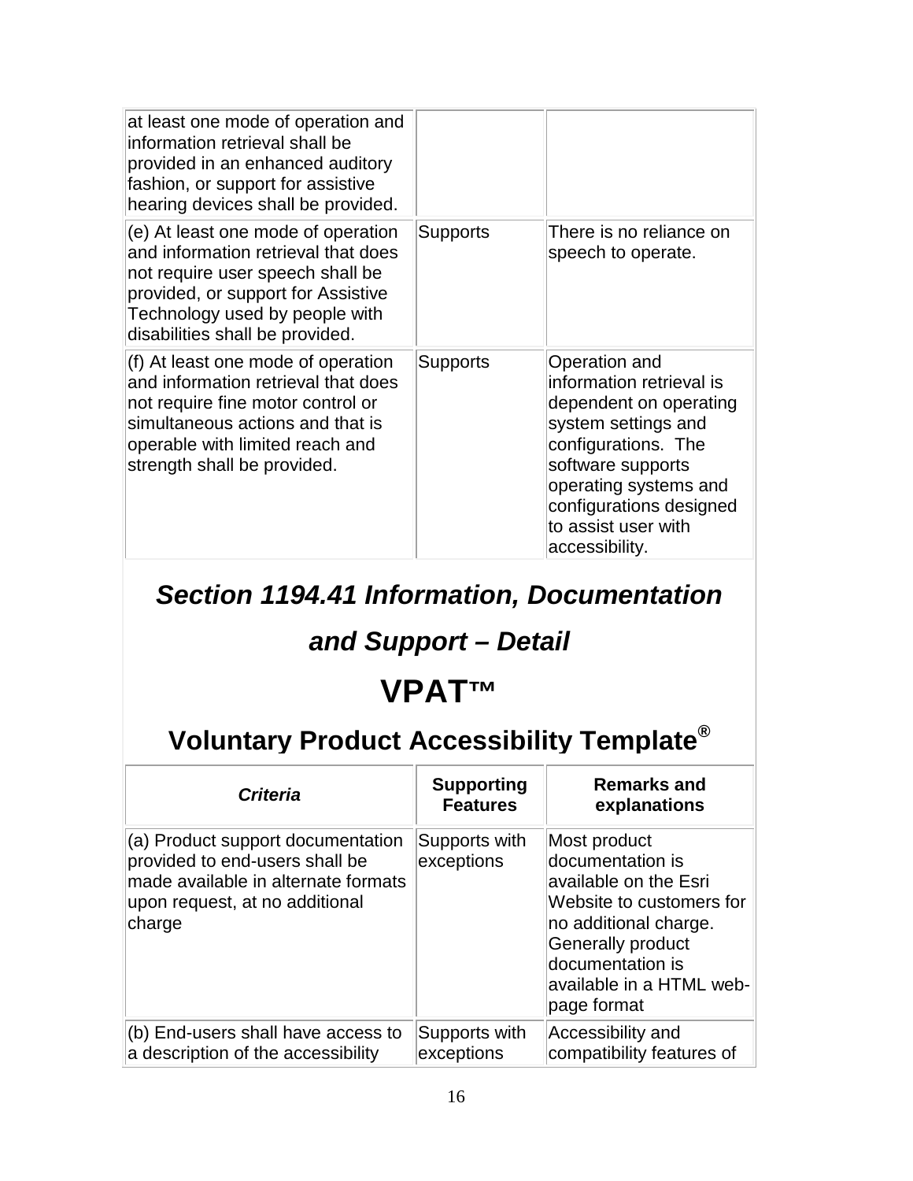| | | |
|---|---|---|
| at least one mode of operation and information retrieval shall be provided in an enhanced auditory fashion, or support for assistive hearing devices shall be provided. | | |
| (e) At least one mode of operation and information retrieval that does not require user speech shall be provided, or support for Assistive Technology used by people with disabilities shall be provided. | Supports | There is no reliance on speech to operate. |
| (f) At least one mode of operation and information retrieval that does not require fine motor control or simultaneous actions and that is operable with limited reach and strength shall be provided. | Supports | Operation and information retrieval is dependent on operating system settings and configurations. The software supports operating systems and configurations designed to assist user with accessibility. |

## *Section 1194.41 Information, Documentation and Support – Detail*

# VPAT™

## Voluntary Product Accessibility Template®

| *Criteria* | Supporting Features | Remarks and explanations |
|---|---|---|
| (a) Product support documentation provided to end-users shall be made available in alternate formats upon request, at no additional charge | Supports with exceptions | Most product documentation is available on the Esri Website to customers for no additional charge. Generally product documentation is available in a HTML web-page format |
| (b) End-users shall have access to a description of the accessibility | Supports with exceptions | Accessibility and compatibility features of |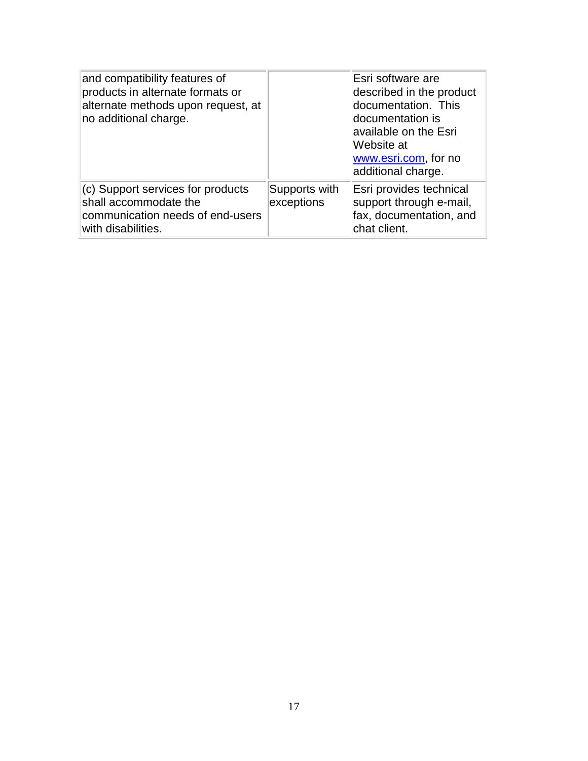| | | |
|---|---|---|
| and compatibility features of products in alternate formats or alternate methods upon request, at no additional charge. | | Esri software are described in the product documentation. This documentation is available on the Esri Website at www.esri.com, for no additional charge. |
| (c) Support services for products shall accommodate the communication needs of end-users with disabilities. | Supports with exceptions | Esri provides technical support through e-mail, fax, documentation, and chat client. |